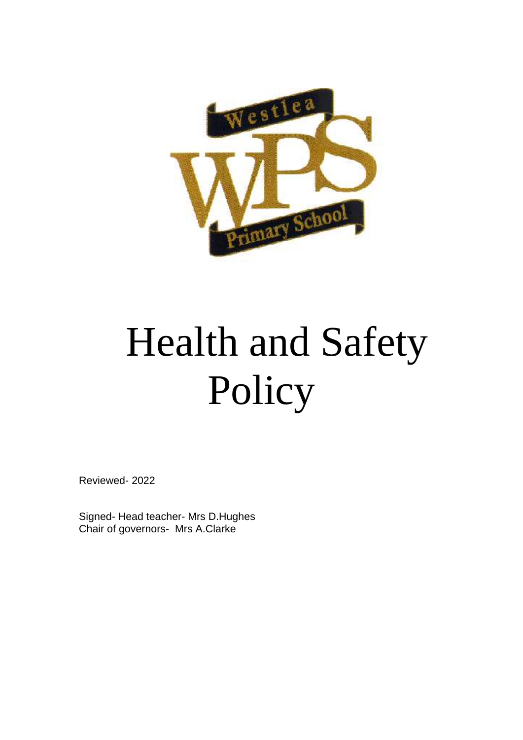# Health and Safety Policy

Reviewed- 2022

Signed- Head teacher- Mrs D.Hughes
Chair of governors- Mrs A.Clarke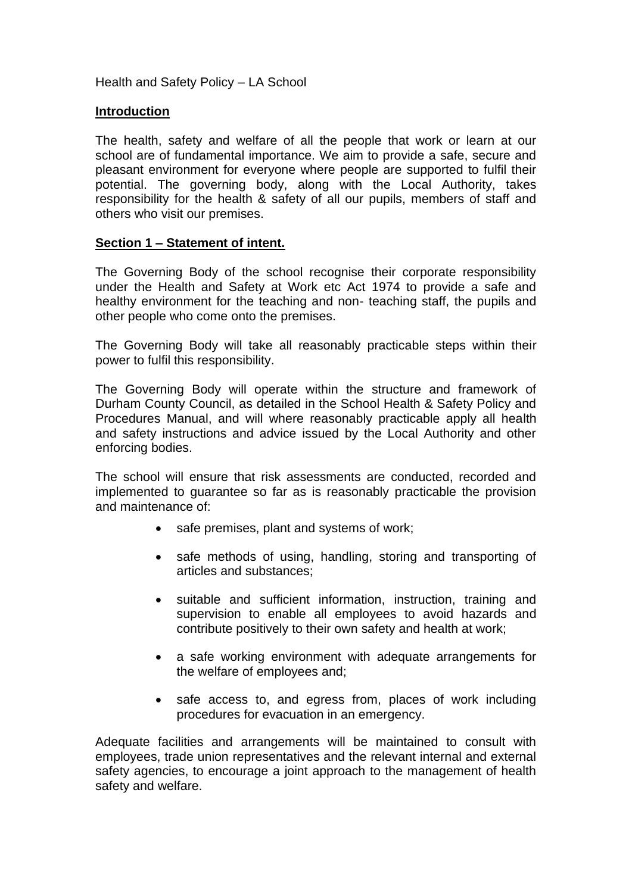Health and Safety Policy – LA School

## Introduction

The health, safety and welfare of all the people that work or learn at our school are of fundamental importance. We aim to provide a safe, secure and pleasant environment for everyone where people are supported to fulfil their potential. The governing body, along with the Local Authority, takes responsibility for the health & safety of all our pupils, members of staff and others who visit our premises.

## Section 1 – Statement of intent.

The Governing Body of the school recognise their corporate responsibility under the Health and Safety at Work etc Act 1974 to provide a safe and healthy environment for the teaching and non- teaching staff, the pupils and other people who come onto the premises.

The Governing Body will take all reasonably practicable steps within their power to fulfil this responsibility.

The Governing Body will operate within the structure and framework of Durham County Council, as detailed in the School Health & Safety Policy and Procedures Manual, and will where reasonably practicable apply all health and safety instructions and advice issued by the Local Authority and other enforcing bodies.

The school will ensure that risk assessments are conducted, recorded and implemented to guarantee so far as is reasonably practicable the provision and maintenance of:

- safe premises, plant and systems of work;
- safe methods of using, handling, storing and transporting of articles and substances;
- suitable and sufficient information, instruction, training and supervision to enable all employees to avoid hazards and contribute positively to their own safety and health at work;
- a safe working environment with adequate arrangements for the welfare of employees and;
- safe access to, and egress from, places of work including procedures for evacuation in an emergency.

Adequate facilities and arrangements will be maintained to consult with employees, trade union representatives and the relevant internal and external safety agencies, to encourage a joint approach to the management of health safety and welfare.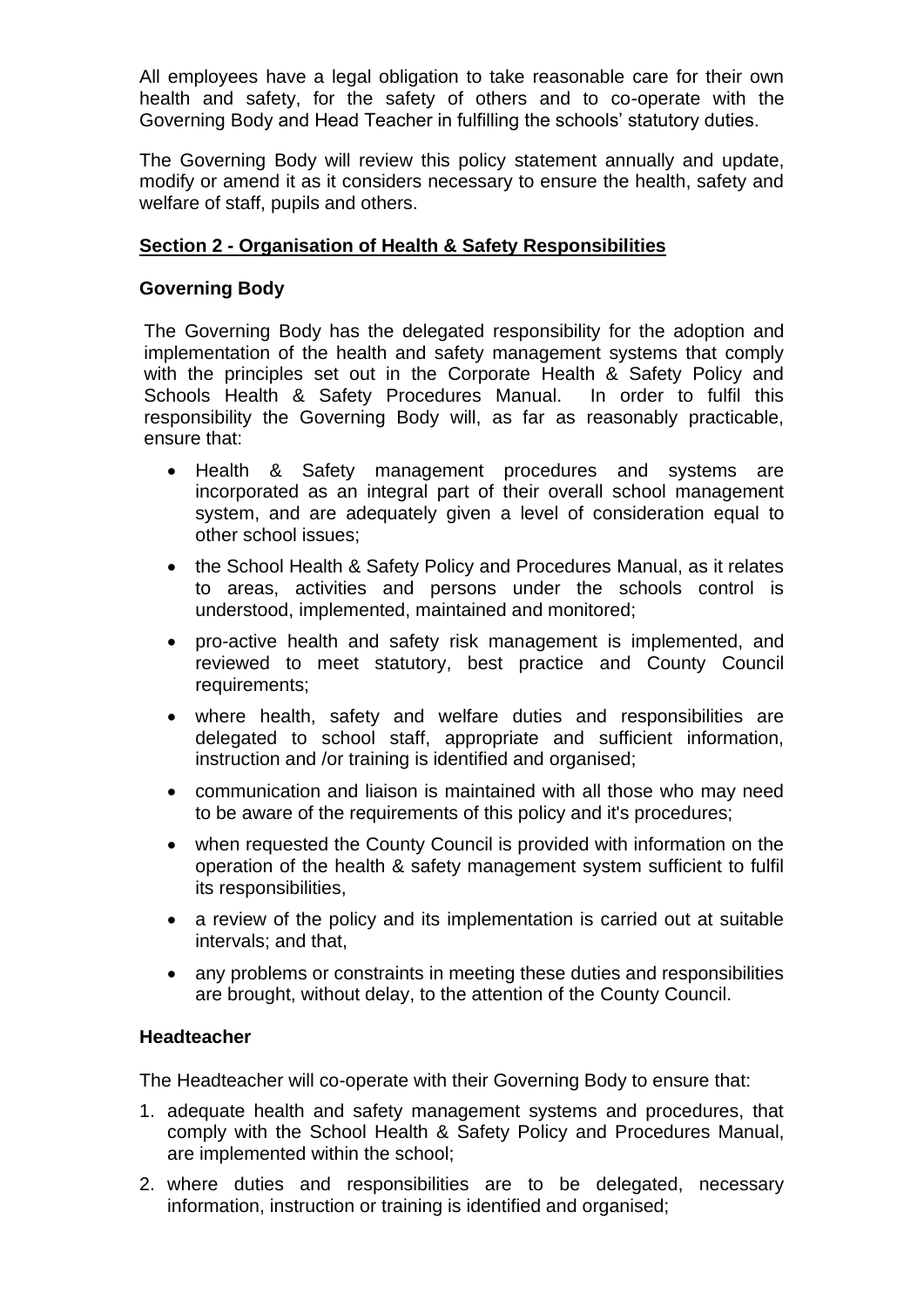All employees have a legal obligation to take reasonable care for their own health and safety, for the safety of others and to co-operate with the Governing Body and Head Teacher in fulfilling the schools' statutory duties.

The Governing Body will review this policy statement annually and update, modify or amend it as it considers necessary to ensure the health, safety and welfare of staff, pupils and others.

## Section 2 - Organisation of Health & Safety Responsibilities

### Governing Body

The Governing Body has the delegated responsibility for the adoption and implementation of the health and safety management systems that comply with the principles set out in the Corporate Health & Safety Policy and Schools Health & Safety Procedures Manual. In order to fulfil this responsibility the Governing Body will, as far as reasonably practicable, ensure that:

- Health & Safety management procedures and systems are incorporated as an integral part of their overall school management system, and are adequately given a level of consideration equal to other school issues;
- the School Health & Safety Policy and Procedures Manual, as it relates to areas, activities and persons under the schools control is understood, implemented, maintained and monitored;
- pro-active health and safety risk management is implemented, and reviewed to meet statutory, best practice and County Council requirements;
- where health, safety and welfare duties and responsibilities are delegated to school staff, appropriate and sufficient information, instruction and /or training is identified and organised;
- communication and liaison is maintained with all those who may need to be aware of the requirements of this policy and it's procedures;
- when requested the County Council is provided with information on the operation of the health & safety management system sufficient to fulfil its responsibilities,
- a review of the policy and its implementation is carried out at suitable intervals; and that,
- any problems or constraints in meeting these duties and responsibilities are brought, without delay, to the attention of the County Council.

### Headteacher

The Headteacher will co-operate with their Governing Body to ensure that:

1. adequate health and safety management systems and procedures, that comply with the School Health & Safety Policy and Procedures Manual, are implemented within the school;
2. where duties and responsibilities are to be delegated, necessary information, instruction or training is identified and organised;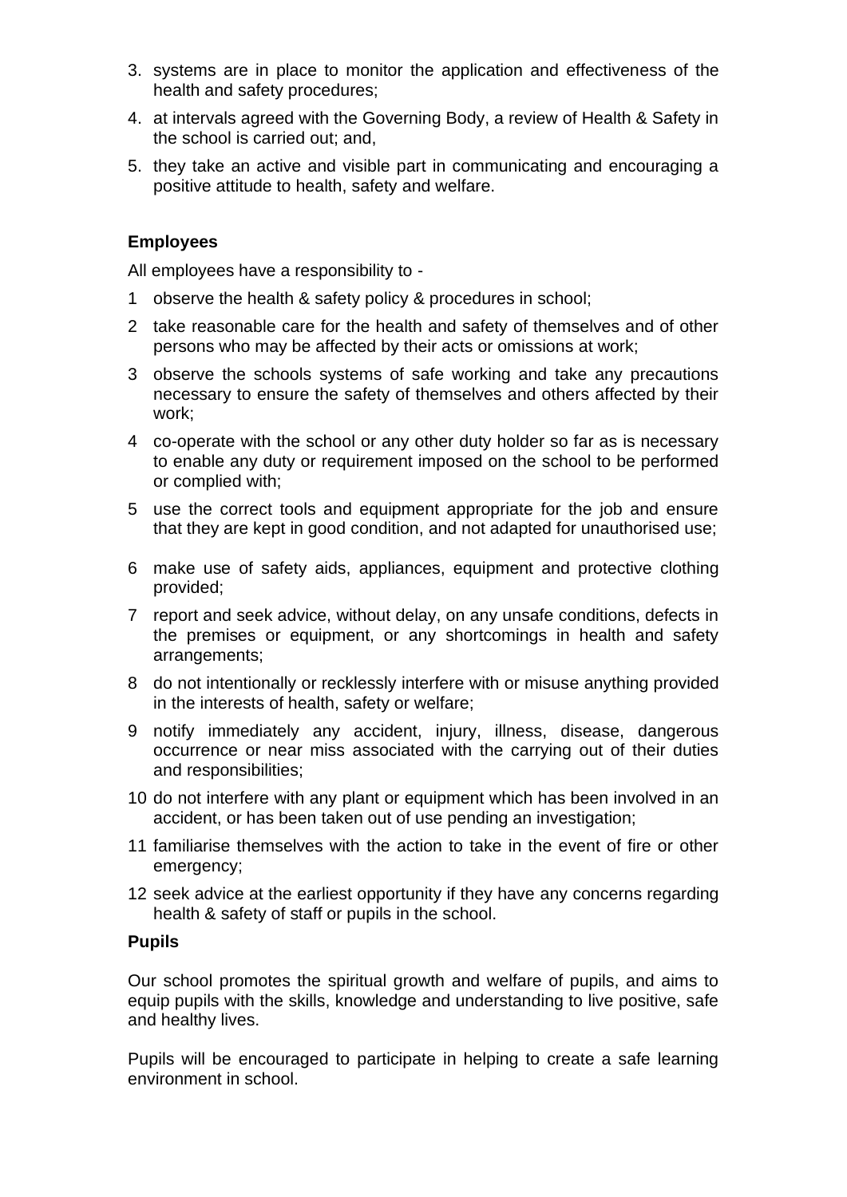3. systems are in place to monitor the application and effectiveness of the health and safety procedures;
4. at intervals agreed with the Governing Body, a review of Health & Safety in the school is carried out; and,
5. they take an active and visible part in communicating and encouraging a positive attitude to health, safety and welfare.

### Employees

All employees have a responsibility to -

1. observe the health & safety policy & procedures in school;
2. take reasonable care for the health and safety of themselves and of other persons who may be affected by their acts or omissions at work;
3. observe the schools systems of safe working and take any precautions necessary to ensure the safety of themselves and others affected by their work;
4. co-operate with the school or any other duty holder so far as is necessary to enable any duty or requirement imposed on the school to be performed or complied with;
5. use the correct tools and equipment appropriate for the job and ensure that they are kept in good condition, and not adapted for unauthorised use;
6. make use of safety aids, appliances, equipment and protective clothing provided;
7. report and seek advice, without delay, on any unsafe conditions, defects in the premises or equipment, or any shortcomings in health and safety arrangements;
8. do not intentionally or recklessly interfere with or misuse anything provided in the interests of health, safety or welfare;
9. notify immediately any accident, injury, illness, disease, dangerous occurrence or near miss associated with the carrying out of their duties and responsibilities;
10. do not interfere with any plant or equipment which has been involved in an accident, or has been taken out of use pending an investigation;
11. familiarise themselves with the action to take in the event of fire or other emergency;
12. seek advice at the earliest opportunity if they have any concerns regarding health & safety of staff or pupils in the school.

### Pupils

Our school promotes the spiritual growth and welfare of pupils, and aims to equip pupils with the skills, knowledge and understanding to live positive, safe and healthy lives.

Pupils will be encouraged to participate in helping to create a safe learning environment in school.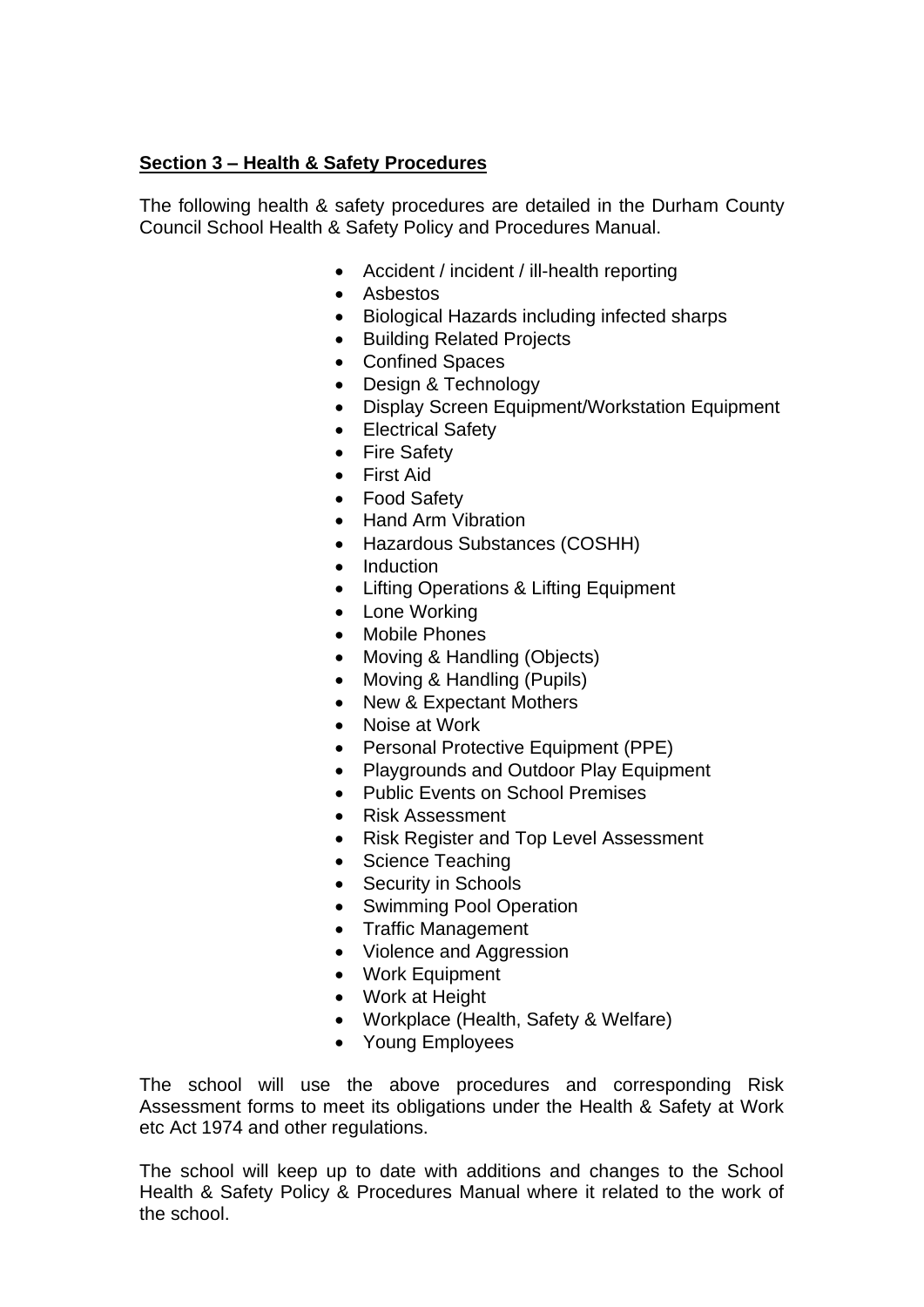**Section 3 – Health & Safety Procedures**

The following health & safety procedures are detailed in the Durham County Council School Health & Safety Policy and Procedures Manual.

- Accident / incident / ill-health reporting
- Asbestos
- Biological Hazards including infected sharps
- Building Related Projects
- Confined Spaces
- Design & Technology
- Display Screen Equipment/Workstation Equipment
- Electrical Safety
- Fire Safety
- First Aid
- Food Safety
- Hand Arm Vibration
- Hazardous Substances (COSHH)
- Induction
- Lifting Operations & Lifting Equipment
- Lone Working
- Mobile Phones
- Moving & Handling (Objects)
- Moving & Handling (Pupils)
- New & Expectant Mothers
- Noise at Work
- Personal Protective Equipment (PPE)
- Playgrounds and Outdoor Play Equipment
- Public Events on School Premises
- Risk Assessment
- Risk Register and Top Level Assessment
- Science Teaching
- Security in Schools
- Swimming Pool Operation
- Traffic Management
- Violence and Aggression
- Work Equipment
- Work at Height
- Workplace (Health, Safety & Welfare)
- Young Employees

The school will use the above procedures and corresponding Risk Assessment forms to meet its obligations under the Health & Safety at Work etc Act 1974 and other regulations.

The school will keep up to date with additions and changes to the School Health & Safety Policy & Procedures Manual where it related to the work of the school.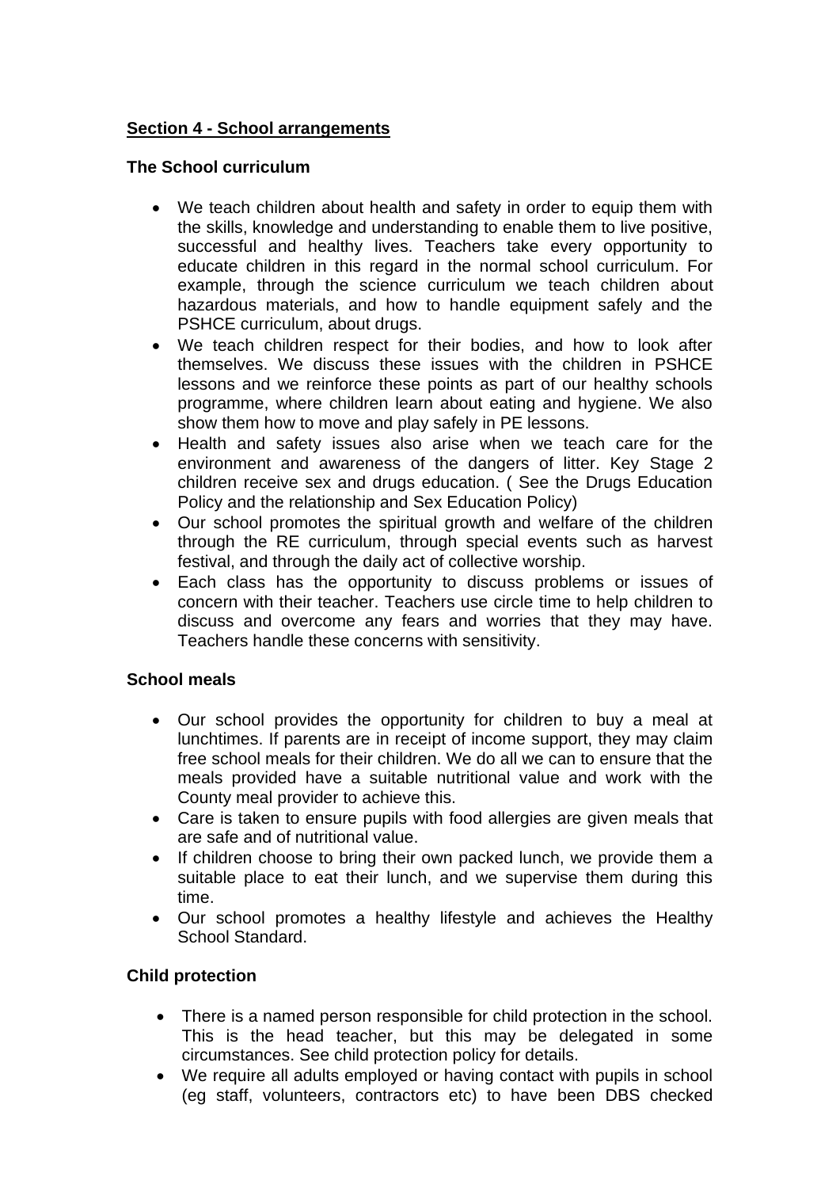## <u>Section 4 - School arrangements</u>

### The School curriculum

- We teach children about health and safety in order to equip them with the skills, knowledge and understanding to enable them to live positive, successful and healthy lives. Teachers take every opportunity to educate children in this regard in the normal school curriculum. For example, through the science curriculum we teach children about hazardous materials, and how to handle equipment safely and the PSHCE curriculum, about drugs.
- We teach children respect for their bodies, and how to look after themselves. We discuss these issues with the children in PSHCE lessons and we reinforce these points as part of our healthy schools programme, where children learn about eating and hygiene. We also show them how to move and play safely in PE lessons.
- Health and safety issues also arise when we teach care for the environment and awareness of the dangers of litter. Key Stage 2 children receive sex and drugs education. ( See the Drugs Education Policy and the relationship and Sex Education Policy)
- Our school promotes the spiritual growth and welfare of the children through the RE curriculum, through special events such as harvest festival, and through the daily act of collective worship.
- Each class has the opportunity to discuss problems or issues of concern with their teacher. Teachers use circle time to help children to discuss and overcome any fears and worries that they may have. Teachers handle these concerns with sensitivity.

### School meals

- Our school provides the opportunity for children to buy a meal at lunchtimes. If parents are in receipt of income support, they may claim free school meals for their children. We do all we can to ensure that the meals provided have a suitable nutritional value and work with the County meal provider to achieve this.
- Care is taken to ensure pupils with food allergies are given meals that are safe and of nutritional value.
- If children choose to bring their own packed lunch, we provide them a suitable place to eat their lunch, and we supervise them during this time.
- Our school promotes a healthy lifestyle and achieves the Healthy School Standard.

### Child protection

- There is a named person responsible for child protection in the school. This is the head teacher, but this may be delegated in some circumstances. See child protection policy for details.
- We require all adults employed or having contact with pupils in school (eg staff, volunteers, contractors etc) to have been DBS checked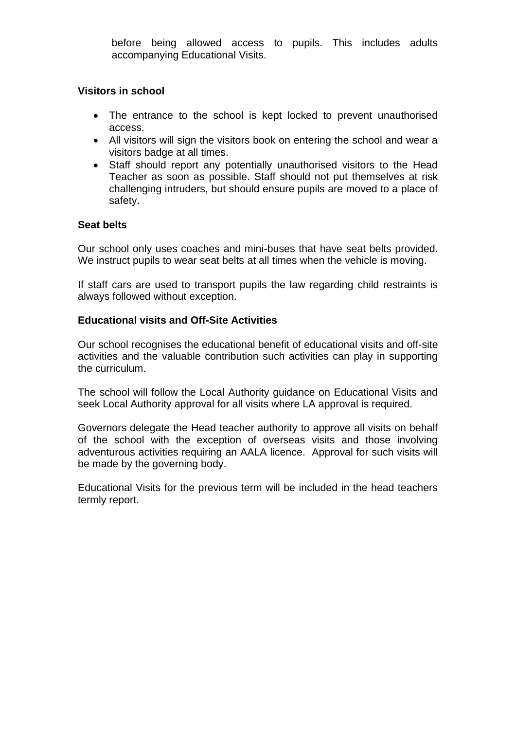before being allowed access to pupils. This includes adults accompanying Educational Visits.

**Visitors in school**

- The entrance to the school is kept locked to prevent unauthorised access.
- All visitors will sign the visitors book on entering the school and wear a visitors badge at all times.
- Staff should report any potentially unauthorised visitors to the Head Teacher as soon as possible. Staff should not put themselves at risk challenging intruders, but should ensure pupils are moved to a place of safety.

**Seat belts**

Our school only uses coaches and mini-buses that have seat belts provided. We instruct pupils to wear seat belts at all times when the vehicle is moving.

If staff cars are used to transport pupils the law regarding child restraints is always followed without exception.

**Educational visits and Off-Site Activities**

Our school recognises the educational benefit of educational visits and off-site activities and the valuable contribution such activities can play in supporting the curriculum.

The school will follow the Local Authority guidance on Educational Visits and seek Local Authority approval for all visits where LA approval is required.

Governors delegate the Head teacher authority to approve all visits on behalf of the school with the exception of overseas visits and those involving adventurous activities requiring an AALA licence. Approval for such visits will be made by the governing body.

Educational Visits for the previous term will be included in the head teachers termly report.